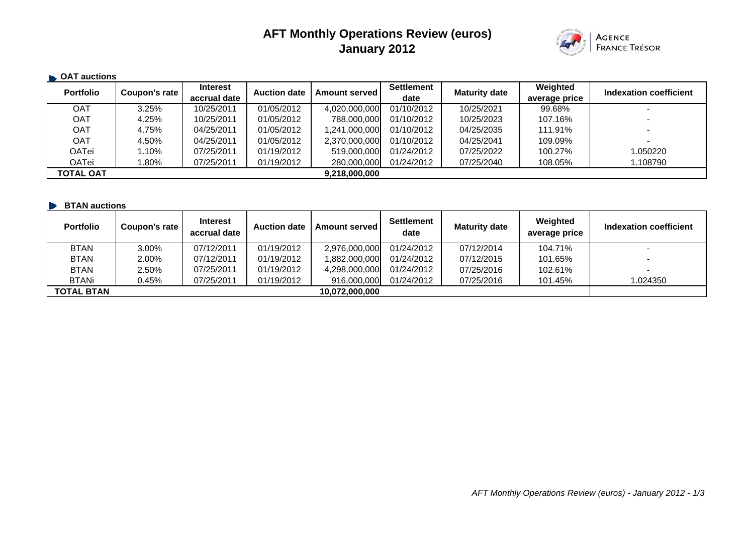# AFT Monthly Operations Review (euros)
## January 2012

AGENCE FRANCE TRÉSOR

### OAT auctions

| Portfolio | Coupon's rate | Interest accrual date | Auction date | Amount served | Settlement date | Maturity date | Weighted average price | Indexation coefficient |
|---|---|---|---|---|---|---|---|---|
| OAT | 3.25% | 10/25/2011 | 01/05/2012 | 4,020,000,000 | 01/10/2012 | 10/25/2021 | 99.68% | - |
| OAT | 4.25% | 10/25/2011 | 01/05/2012 | 788,000,000 | 01/10/2012 | 10/25/2023 | 107.16% | - |
| OAT | 4.75% | 04/25/2011 | 01/05/2012 | 1,241,000,000 | 01/10/2012 | 04/25/2035 | 111.91% | - |
| OAT | 4.50% | 04/25/2011 | 01/05/2012 | 2,370,000,000 | 01/10/2012 | 04/25/2041 | 109.09% | - |
| OATei | 1.10% | 07/25/2011 | 01/19/2012 | 519,000,000 | 01/24/2012 | 07/25/2022 | 100.27% | 1.050220 |
| OATei | 1.80% | 07/25/2011 | 01/19/2012 | 280,000,000 | 01/24/2012 | 07/25/2040 | 108.05% | 1.108790 |
| **TOTAL OAT** | | | | **9,218,000,000** | | | | |

### BTAN auctions

| Portfolio | Coupon's rate | Interest accrual date | Auction date | Amount served | Settlement date | Maturity date | Weighted average price | Indexation coefficient |
|---|---|---|---|---|---|---|---|---|
| BTAN | 3.00% | 07/12/2011 | 01/19/2012 | 2,976,000,000 | 01/24/2012 | 07/12/2014 | 104.71% | - |
| BTAN | 2.00% | 07/12/2011 | 01/19/2012 | 1,882,000,000 | 01/24/2012 | 07/12/2015 | 101.65% | - |
| BTAN | 2.50% | 07/25/2011 | 01/19/2012 | 4,298,000,000 | 01/24/2012 | 07/25/2016 | 102.61% | - |
| BTANi | 0.45% | 07/25/2011 | 01/19/2012 | 916,000,000 | 01/24/2012 | 07/25/2016 | 101.45% | 1.024350 |
| **TOTAL BTAN** | | | | **10,072,000,000** | | | | |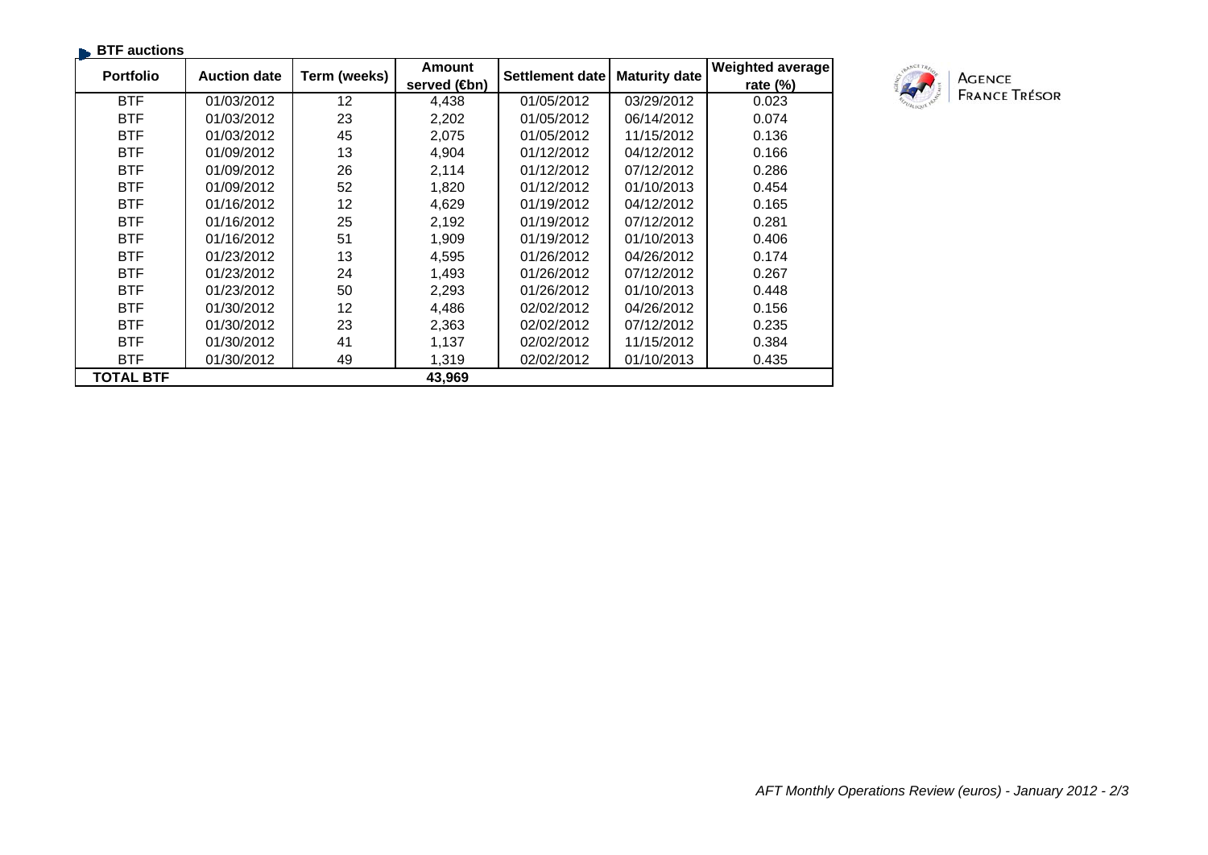## BTF auctions

| Portfolio | Auction date | Term (weeks) | Amount served (€bn) | Settlement date | Maturity date | Weighted average rate (%) |
|---|---|---|---|---|---|---|
| BTF | 01/03/2012 | 12 | 4,438 | 01/05/2012 | 03/29/2012 | 0.023 |
| BTF | 01/03/2012 | 23 | 2,202 | 01/05/2012 | 06/14/2012 | 0.074 |
| BTF | 01/03/2012 | 45 | 2,075 | 01/05/2012 | 11/15/2012 | 0.136 |
| BTF | 01/09/2012 | 13 | 4,904 | 01/12/2012 | 04/12/2012 | 0.166 |
| BTF | 01/09/2012 | 26 | 2,114 | 01/12/2012 | 07/12/2012 | 0.286 |
| BTF | 01/09/2012 | 52 | 1,820 | 01/12/2012 | 01/10/2013 | 0.454 |
| BTF | 01/16/2012 | 12 | 4,629 | 01/19/2012 | 04/12/2012 | 0.165 |
| BTF | 01/16/2012 | 25 | 2,192 | 01/19/2012 | 07/12/2012 | 0.281 |
| BTF | 01/16/2012 | 51 | 1,909 | 01/19/2012 | 01/10/2013 | 0.406 |
| BTF | 01/23/2012 | 13 | 4,595 | 01/26/2012 | 04/26/2012 | 0.174 |
| BTF | 01/23/2012 | 24 | 1,493 | 01/26/2012 | 07/12/2012 | 0.267 |
| BTF | 01/23/2012 | 50 | 2,293 | 01/26/2012 | 01/10/2013 | 0.448 |
| BTF | 01/30/2012 | 12 | 4,486 | 02/02/2012 | 04/26/2012 | 0.156 |
| BTF | 01/30/2012 | 23 | 2,363 | 02/02/2012 | 07/12/2012 | 0.235 |
| BTF | 01/30/2012 | 41 | 1,137 | 02/02/2012 | 11/15/2012 | 0.384 |
| BTF | 01/30/2012 | 49 | 1,319 | 02/02/2012 | 01/10/2013 | 0.435 |
| **TOTAL BTF** | | | **43,969** | | | |

AGENCE FRANCE TRÉSOR

*AFT Monthly Operations Review (euros) - January 2012 - 2/3*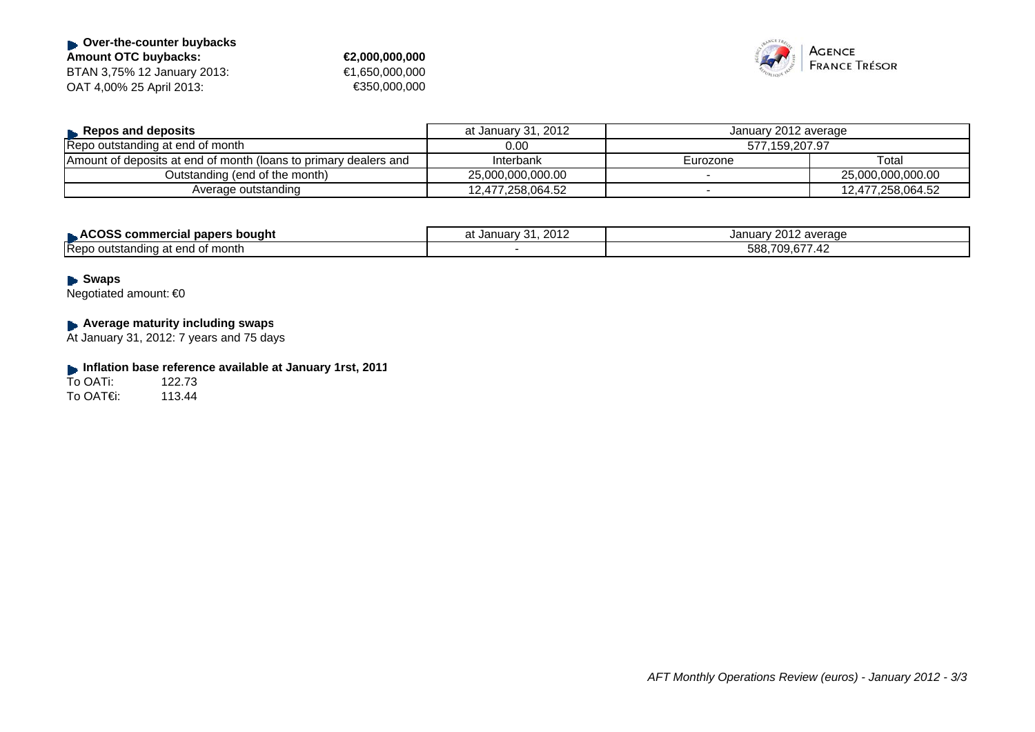### Over-the-counter buybacks

| | |
|---|---|
| **Amount OTC buybacks:** | **€2,000,000,000** |
| BTAN 3,75% 12 January 2013: | €1,650,000,000 |
| OAT 4,00% 25 April 2013: | €350,000,000 |

AGENCE FRANCE TRÉSOR

| Repos and deposits | at January 31, 2012 | January 2012 average | |
|---|---|---|---|
| Repo outstanding at end of month | 0.00 | 577,159,207.97 | |
| Amount of deposits at end of month (loans to primary dealers and | Interbank | Eurozone | Total |
| Outstanding (end of the month) | 25,000,000,000.00 | - | 25,000,000,000.00 |
| Average outstanding | 12,477,258,064.52 | - | 12,477,258,064.52 |

| ACOSS commercial papers bought | at January 31, 2012 | January 2012 average |
|---|---|---|
| Repo outstanding at end of month | - | 588,709,677.42 |

### Swaps

Negotiated amount: €0

### Average maturity including swaps

At January 31, 2012: 7 years and 75 days

### Inflation base reference available at January 1rst, 2011

| | |
|---|---|
| To OATi: | 122.73 |
| To OAT€i: | 113.44 |